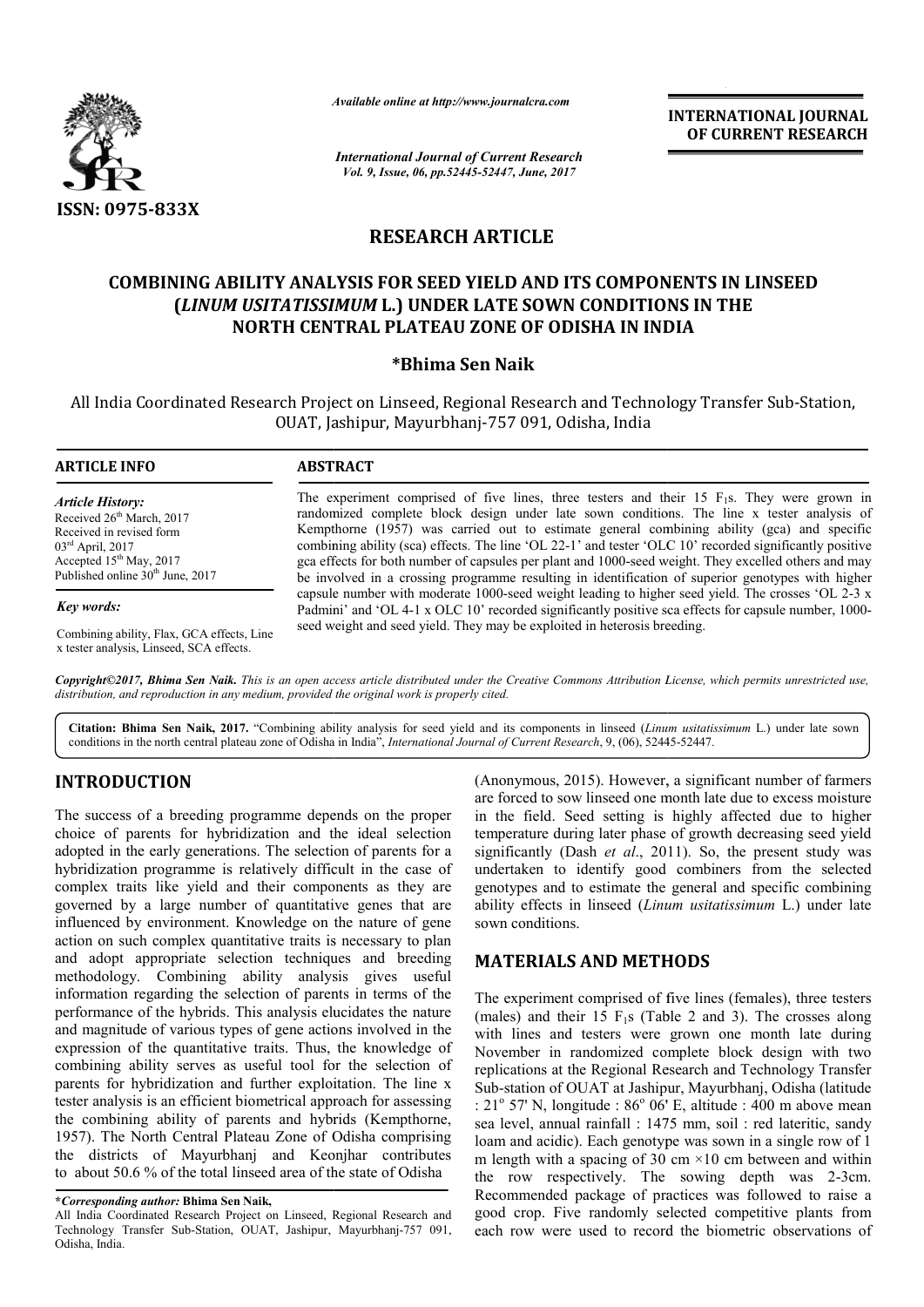*Available online at http://www.journalcra.com*

*International Journal of Current Research*
*Vol. 9, Issue, 06, pp.52445-52447, June, 2017*

**INTERNATIONAL JOURNAL OF CURRENT RESEARCH**

ISSN: 0975-833X

## RESEARCH ARTICLE

# COMBINING ABILITY ANALYSIS FOR SEED YIELD AND ITS COMPONENTS IN LINSEED (*LINUM USITATISSIMUM* L.) UNDER LATE SOWN CONDITIONS IN THE NORTH CENTRAL PLATEAU ZONE OF ODISHA IN INDIA

**\*Bhima Sen Naik**

All India Coordinated Research Project on Linseed, Regional Research and Technology Transfer Sub-Station, OUAT, Jashipur, Mayurbhanj-757 091, Odisha, India

**ARTICLE INFO**

*Article History:*
Received 26th March, 2017
Received in revised form
03rd April, 2017
Accepted 15th May, 2017
Published online 30th June, 2017

*Key words:*
Combining ability, Flax, GCA effects, Line x tester analysis, Linseed, SCA effects.

**ABSTRACT**

The experiment comprised of five lines, three testers and their 15 $F_1$s. They were grown in randomized complete block design under late sown conditions. The line x tester analysis of Kempthorne (1957) was carried out to estimate general combining ability (gca) and specific combining ability (sca) effects. The line 'OL 22-1' and tester 'OLC 10' recorded significantly positive gca effects for both number of capsules per plant and 1000-seed weight. They excelled others and may be involved in a crossing programme resulting in identification of superior genotypes with higher capsule number with moderate 1000-seed weight leading to higher seed yield. The crosses 'OL 2-3 x Padmini' and 'OL 4-1 x OLC 10' recorded significantly positive sca effects for capsule number, 1000-seed weight and seed yield. They may be exploited in heterosis breeding.

*Copyright©2017, Bhima Sen Naik. This is an open access article distributed under the Creative Commons Attribution License, which permits unrestricted use, distribution, and reproduction in any medium, provided the original work is properly cited.*

**Citation: Bhima Sen Naik, 2017.** "Combining ability analysis for seed yield and its components in linseed (*Linum usitatissimum* L.) under late sown conditions in the north central plateau zone of Odisha in India", *International Journal of Current Research*, 9, (06), 52445-52447.

## INTRODUCTION

The success of a breeding programme depends on the proper choice of parents for hybridization and the ideal selection adopted in the early generations. The selection of parents for a hybridization programme is relatively difficult in the case of complex traits like yield and their components as they are governed by a large number of quantitative genes that are influenced by environment. Knowledge on the nature of gene action on such complex quantitative traits is necessary to plan and adopt appropriate selection techniques and breeding methodology. Combining ability analysis gives useful information regarding the selection of parents in terms of the performance of the hybrids. This analysis elucidates the nature and magnitude of various types of gene actions involved in the expression of the quantitative traits. Thus, the knowledge of combining ability serves as useful tool for the selection of parents for hybridization and further exploitation. The line x tester analysis is an efficient biometrical approach for assessing the combining ability of parents and hybrids (Kempthorne, 1957). The North Central Plateau Zone of Odisha comprising the districts of Mayurbhanj and Keonjhar contributes to about 50.6 % of the total linseed area of the state of Odisha (Anonymous, 2015). However, a significant number of farmers are forced to sow linseed one month late due to excess moisture in the field. Seed setting is highly affected due to higher temperature during later phase of growth decreasing seed yield significantly (Dash *et al*., 2011). So, the present study was undertaken to identify good combiners from the selected genotypes and to estimate the general and specific combining ability effects in linseed (*Linum usitatissimum* L.) under late sown conditions.

## MATERIALS AND METHODS

The experiment comprised of five lines (females), three testers (males) and their 15 $F_1$s (Table 2 and 3). The crosses along with lines and testers were grown one month late during November in randomized complete block design with two replications at the Regional Research and Technology Transfer Sub-station of OUAT at Jashipur, Mayurbhanj, Odisha (latitude : 21° 57' N, longitude : 86° 06' E, altitude : 400 m above mean sea level, annual rainfall : 1475 mm, soil : red lateritic, sandy loam and acidic). Each genotype was sown in a single row of 1 m length with a spacing of 30 cm ×10 cm between and within the row respectively. The sowing depth was 2-3cm. Recommended package of practices was followed to raise a good crop. Five randomly selected competitive plants from each row were used to record the biometric observations of

---

**\*Corresponding author: Bhima Sen Naik,**
All India Coordinated Research Project on Linseed, Regional Research and Technology Transfer Sub-Station, OUAT, Jashipur, Mayurbhanj-757 091, Odisha, India.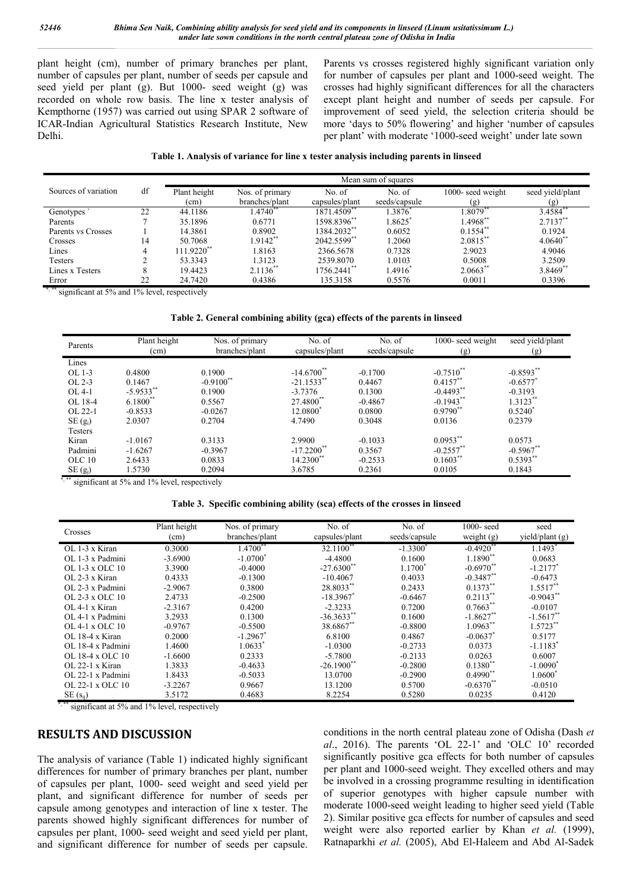plant height (cm), number of primary branches per plant, number of capsules per plant, number of seeds per capsule and seed yield per plant (g). But 1000- seed weight (g) was recorded on whole row basis. The line x tester analysis of Kempthorne (1957) was carried out using SPAR 2 software of ICAR-Indian Agricultural Statistics Research Institute, New Delhi.

**Table 1. Analysis of variance for line x tester analysis including parents in linseed**

| Sources of variation | df | Mean sum of squares | | | | | |
|---|---|---|---|---|---|---|---|
| | | Plant height (cm) | Nos. of primary branches/plant | No. of capsules/plant | No. of seeds/capsule | 1000- seed weight (g) | seed yield/plant (g) |
| Genotypes | 22 | 44.1186 | 1.4740** | 1871.4509** | 1.3876* | 1.8079** | 3.4584** |
| Parents | 7 | 35.1896 | 0.6771 | 1598.8396** | 1.8625* | 1.4968** | 2.7137** |
| Parents vs Crosses | 1 | 14.3861 | 0.8902 | 1384.2032** | 0.6052 | 0.1554** | 0.1924 |
| Crosses | 14 | 50.7068 | 1.9142** | 2042.5599** | 1.2060 | 2.0815** | 4.0640** |
| Lines | 4 | 111.9220** | 1.8163 | 2366.5678 | 0.7328 | 2.9023 | 4.9046 |
| Testers | 2 | 53.3343 | 1.3123 | 2539.8070 | 1.0103 | 0.5008 | 3.2509 |
| Lines x Testers | 8 | 19.4423 | 2.1136** | 1756.2441** | 1.4916* | 2.0663** | 3.8469** |
| Error | 22 | 24.7420 | 0.4386 | 135.3158 | 0.5576 | 0.0011 | 0.3396 |

*, ** significant at 5% and 1% level, respectively

**Table 2. General combining ability (gca) effects of the parents in linseed**

| Parents | Plant height (cm) | Nos. of primary branches/plant | No. of capsules/plant | No. of seeds/capsule | 1000- seed weight (g) | seed yield/plant (g) |
|---|---|---|---|---|---|---|
| Lines | | | | | | |
| OL 1-3 | 0.4800 | 0.1900 | -14.6700** | -0.1700 | -0.7510** | -0.8593** |
| OL 2-3 | 0.1467 | -0.9100** | -21.1533** | 0.4467 | 0.4157** | -0.6577* |
| OL 4-1 | -5.9533** | 0.1900 | -3.7376 | 0.1300 | -0.4493** | -0.3193 |
| OL 18-4 | 6.1800** | 0.5567 | 27.4800** | -0.4867 | -0.1943** | 1.3123** |
| OL 22-1 | -0.8533 | -0.0267 | 12.0800* | 0.0800 | 0.9790** | 0.5240* |
| SE ($g_i$) | 2.0307 | 0.2704 | 4.7490 | 0.3048 | 0.0136 | 0.2379 |
| Testers | | | | | | |
| Kiran | -1.0167 | 0.3133 | 2.9900 | -0.1033 | 0.0953** | 0.0573 |
| Padmini | -1.6267 | -0.3967 | -17.2200** | 0.3567 | -0.2557** | -0.5967** |
| OLC 10 | 2.6433 | 0.0833 | 14.2300** | -0.2533 | 0.1603** | 0.5393** |
| SE ($g_j$) | 1.5730 | 0.2094 | 3.6785 | 0.2361 | 0.0105 | 0.1843 |

*, ** significant at 5% and 1% level, respectively

**Table 3. Specific combining ability (sca) effects of the crosses in linseed**

| Crosses | Plant height (cm) | Nos. of primary branches/plant | No. of capsules/plant | No. of seeds/capsule | 1000- seed weight (g) | seed yield/plant (g) |
|---|---|---|---|---|---|---|
| OL 1-3 x Kiran | 0.3000 | 1.4700** | 32.1100** | -1.3300* | -0.4920** | 1.1493* |
| OL 1-3 x Padmini | -3.6900 | -1.0700* | -4.4800 | 0.1600 | 1.1890** | 0.0683 |
| OL 1-3 x OLC 10 | 3.3900 | -0.4000 | -27.6300** | 1.1700* | -0.6970** | -1.2177* |
| OL 2-3 x Kiran | 0.4333 | -0.1300 | -10.4067 | 0.4033 | -0.3487** | -0.6473 |
| OL 2-3 x Padmini | -2.9067 | 0.3800 | 28.8033** | 0.2433 | 0.1373** | 1.5517** |
| OL 2-3 x OLC 10 | 2.4733 | -0.2500 | -18.3967* | -0.6467 | 0.2113** | -0.9043** |
| OL 4-1 x Kiran | -2.3167 | 0.4200 | -2.3233 | 0.7200 | 0.7663** | -0.0107 |
| OL 4-1 x Padmini | 3.2933 | 0.1300 | -36.3633** | 0.1600 | -1.8627** | -1.5617** |
| OL 4-1 x OLC 10 | -0.9767 | -0.5500 | 38.6867** | -0.8800 | 1.0963** | 1.5723** |
| OL 18-4 x Kiran | 0.2000 | -1.2967* | 6.8100 | 0.4867 | -0.0637* | 0.5177 |
| OL 18-4 x Padmini | 1.4600 | 1.0633* | -1.0300 | -0.2733 | 0.0373 | -1.1183* |
| OL 18-4 x OLC 10 | -1.6600 | 0.2333 | -5.7800 | -0.2133 | 0.0263 | 0.6007 |
| OL 22-1 x Kiran | 1.3833 | -0.4633 | -26.1900** | -0.2800 | 0.1380** | -1.0090* |
| OL 22-1 x Padmini | 1.8433 | -0.5033 | 13.0700 | -0.2900 | 0.4990** | 1.0600* |
| OL 22-1 x OLC 10 | -3.2267 | 0.9667 | 13.1200 | 0.5700 | -0.6370** | -0.0510 |
| SE ($s_{ij}$) | 3.5172 | 0.4683 | 8.2254 | 0.5280 | 0.0235 | 0.4120 |

*, ** significant at 5% and 1% level, respectively

## RESULTS AND DISCUSSION

The analysis of variance (Table 1) indicated highly significant differences for number of primary branches per plant, number of capsules per plant, 1000- seed weight and seed yield per plant, and significant difference for number of seeds per capsule among genotypes and interaction of line x tester. The parents showed highly significant differences for number of capsules per plant, 1000- seed weight and seed yield per plant, and significant difference for number of seeds per capsule. Parents vs crosses registered highly significant variation only for number of capsules per plant and 1000-seed weight. The crosses had highly significant differences for all the characters except plant height and number of seeds per capsule. For improvement of seed yield, the selection criteria should be more 'days to 50% flowering' and higher 'number of capsules per plant' with moderate '1000-seed weight' under late sown conditions in the north central plateau zone of Odisha (Dash *et al*., 2016). The parents 'OL 22-1' and 'OLC 10' recorded significantly positive gca effects for both number of capsules per plant and 1000-seed weight. They excelled others and may be involved in a crossing programme resulting in identification of superior genotypes with higher capsule number with moderate 1000-seed weight leading to higher seed yield (Table 2). Similar positive gca effects for number of capsules and seed weight were also reported earlier by Khan *et al.* (1999), Ratnaparkhi *et al.* (2005), Abd El-Haleem and Abd Al-Sadek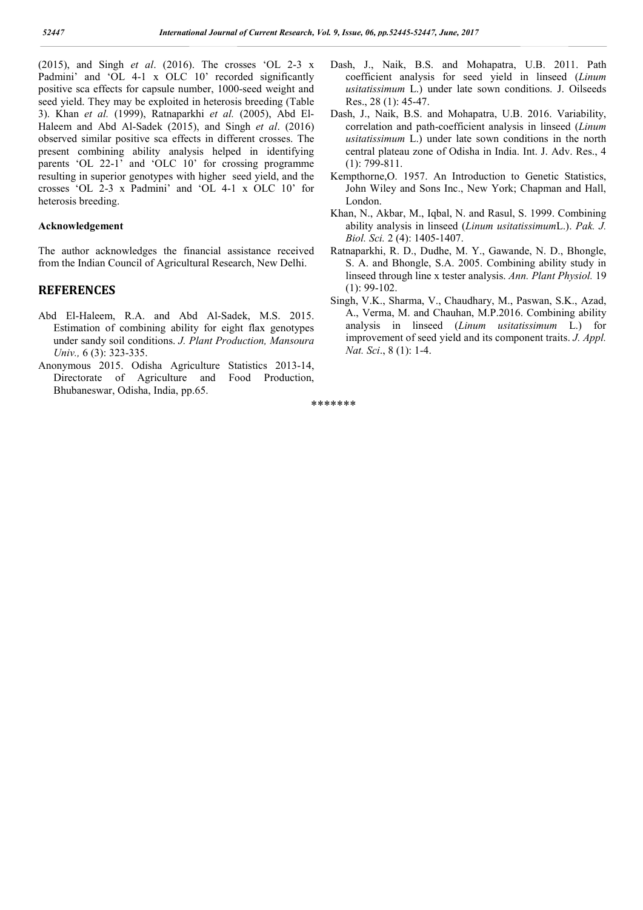(2015), and Singh *et al*. (2016). The crosses 'OL 2-3 x Padmini' and 'OL 4-1 x OLC 10' recorded significantly positive sca effects for capsule number, 1000-seed weight and seed yield. They may be exploited in heterosis breeding (Table 3). Khan *et al.* (1999), Ratnaparkhi *et al.* (2005), Abd El-Haleem and Abd Al-Sadek (2015), and Singh *et al*. (2016) observed similar positive sca effects in different crosses. The present combining ability analysis helped in identifying parents 'OL 22-1' and 'OLC 10' for crossing programme resulting in superior genotypes with higher seed yield, and the crosses 'OL 2-3 x Padmini' and 'OL 4-1 x OLC 10' for heterosis breeding.

#### Acknowledgement

The author acknowledges the financial assistance received from the Indian Council of Agricultural Research, New Delhi.

## REFERENCES

- Abd El-Haleem, R.A. and Abd Al-Sadek, M.S. 2015. Estimation of combining ability for eight flax genotypes under sandy soil conditions. *J. Plant Production, Mansoura Univ.,* 6 (3): 323-335.
- Anonymous 2015. Odisha Agriculture Statistics 2013-14, Directorate of Agriculture and Food Production, Bhubaneswar, Odisha, India, pp.65.
- Dash, J., Naik, B.S. and Mohapatra, U.B. 2011. Path coefficient analysis for seed yield in linseed (*Linum usitatissimum* L.) under late sown conditions. J. Oilseeds Res., 28 (1): 45-47.
- Dash, J., Naik, B.S. and Mohapatra, U.B. 2016. Variability, correlation and path-coefficient analysis in linseed (*Linum usitatissimum* L.) under late sown conditions in the north central plateau zone of Odisha in India. Int. J. Adv. Res., 4 (1): 799-811.
- Kempthorne,O. 1957. An Introduction to Genetic Statistics, John Wiley and Sons Inc., New York; Chapman and Hall, London.
- Khan, N., Akbar, M., Iqbal, N. and Rasul, S. 1999. Combining ability analysis in linseed (*Linum usitatissimum*L.). *Pak. J. Biol. Sci.* 2 (4): 1405-1407.
- Ratnaparkhi, R. D., Dudhe, M. Y., Gawande, N. D., Bhongle, S. A. and Bhongle, S.A. 2005. Combining ability study in linseed through line x tester analysis. *Ann. Plant Physiol.* 19 (1): 99-102.
- Singh, V.K., Sharma, V., Chaudhary, M., Paswan, S.K., Azad, A., Verma, M. and Chauhan, M.P.2016. Combining ability analysis in linseed (*Linum usitatissimum* L.) for improvement of seed yield and its component traits. *J. Appl. Nat. Sci*., 8 (1): 1-4.

*******